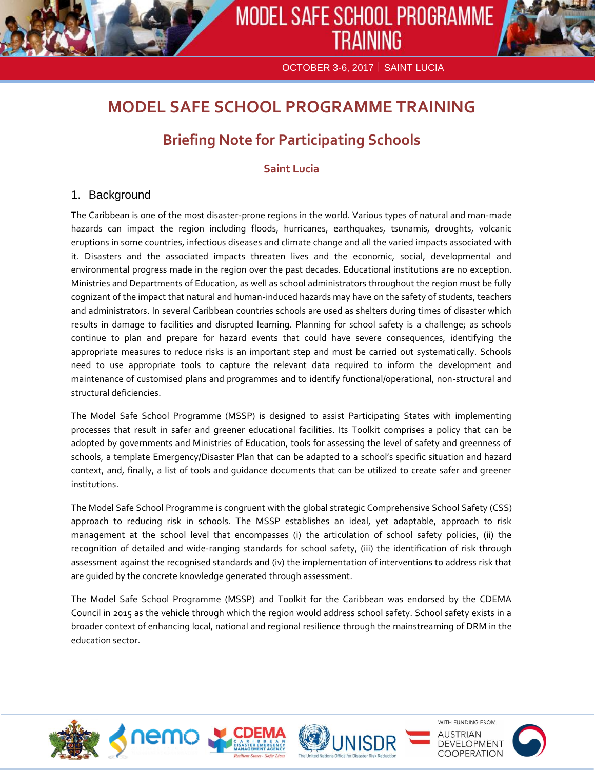# MODEL SAFE SCHOOL PROGRAMME TRAINING

OCTOBER 3-6, 2017 | SAINT LUCIA

# MODEL SAFE SCHOOL PROGRAMME TRAINING

## Briefing Note for Participating Schools

### Saint Lucia

## 1. Background

The Caribbean is one of the most disaster-prone regions in the world. Various types of natural and man-made hazards can impact the region including floods, hurricanes, earthquakes, tsunamis, droughts, volcanic eruptions in some countries, infectious diseases and climate change and all the varied impacts associated with it. Disasters and the associated impacts threaten lives and the economic, social, developmental and environmental progress made in the region over the past decades. Educational institutions are no exception. Ministries and Departments of Education, as well as school administrators throughout the region must be fully cognizant of the impact that natural and human-induced hazards may have on the safety of students, teachers and administrators. In several Caribbean countries schools are used as shelters during times of disaster which results in damage to facilities and disrupted learning. Planning for school safety is a challenge; as schools continue to plan and prepare for hazard events that could have severe consequences, identifying the appropriate measures to reduce risks is an important step and must be carried out systematically. Schools need to use appropriate tools to capture the relevant data required to inform the development and maintenance of customised plans and programmes and to identify functional/operational, non-structural and structural deficiencies.

The Model Safe School Programme (MSSP) is designed to assist Participating States with implementing processes that result in safer and greener educational facilities. Its Toolkit comprises a policy that can be adopted by governments and Ministries of Education, tools for assessing the level of safety and greenness of schools, a template Emergency/Disaster Plan that can be adapted to a school's specific situation and hazard context, and, finally, a list of tools and guidance documents that can be utilized to create safer and greener institutions.

The Model Safe School Programme is congruent with the global strategic Comprehensive School Safety (CSS) approach to reducing risk in schools. The MSSP establishes an ideal, yet adaptable, approach to risk management at the school level that encompasses (i) the articulation of school safety policies, (ii) the recognition of detailed and wide-ranging standards for school safety, (iii) the identification of risk through assessment against the recognised standards and (iv) the implementation of interventions to address risk that are guided by the concrete knowledge generated through assessment.

The Model Safe School Programme (MSSP) and Toolkit for the Caribbean was endorsed by the CDEMA Council in 2015 as the vehicle through which the region would address school safety. School safety exists in a broader context of enhancing local, national and regional resilience through the mainstreaming of DRM in the education sector.

nemo | CDEMA Caribbean Disaster Emergency Management Agency — Resilient States - Safer Lives | UNISDR The United Nations Office for Disaster Risk Reduction | WITH FUNDING FROM AUSTRIAN DEVELOPMENT COOPERATION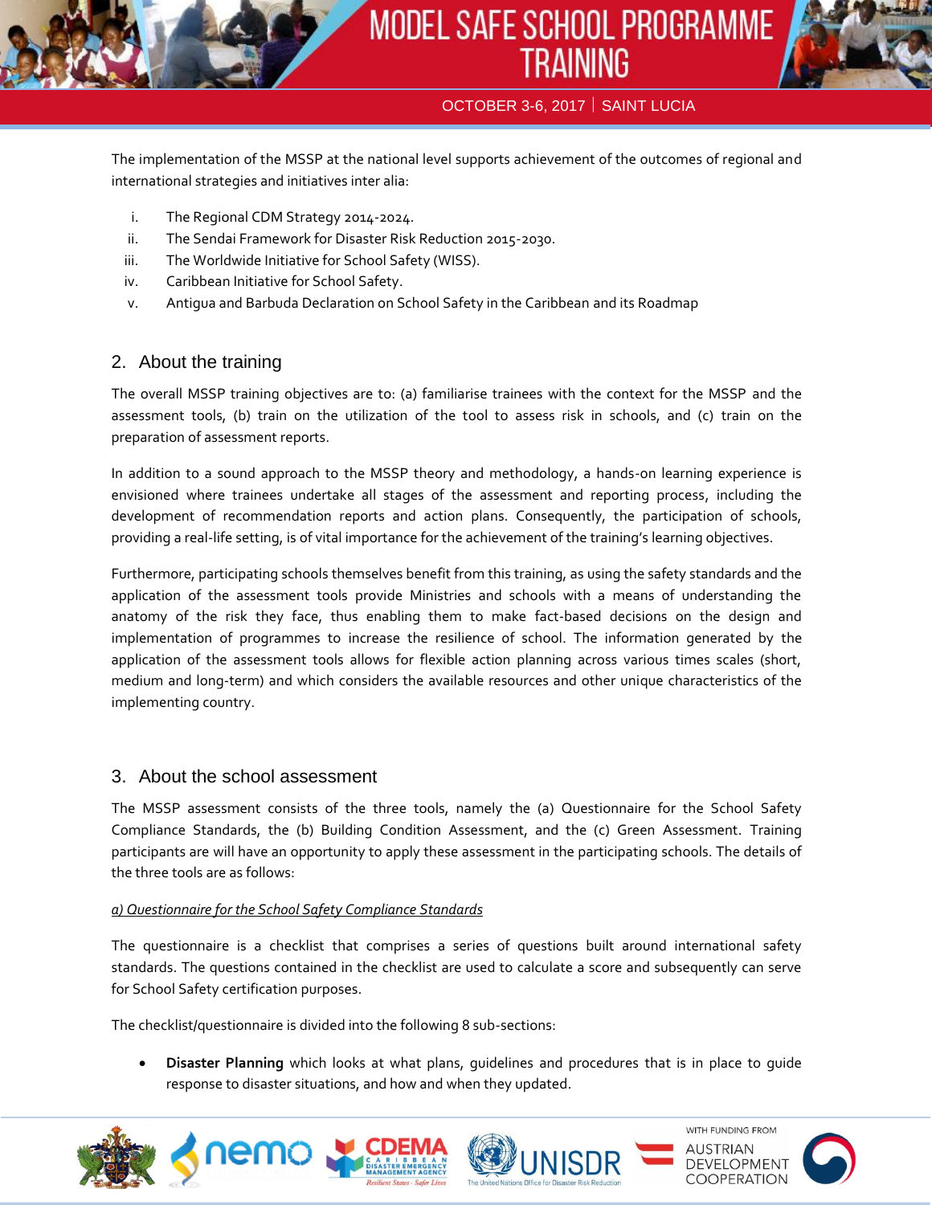The implementation of the MSSP at the national level supports achievement of the outcomes of regional and international strategies and initiatives inter alia:

i. The Regional CDM Strategy 2014-2024.
ii. The Sendai Framework for Disaster Risk Reduction 2015-2030.
iii. The Worldwide Initiative for School Safety (WISS).
iv. Caribbean Initiative for School Safety.
v. Antigua and Barbuda Declaration on School Safety in the Caribbean and its Roadmap

## 2. About the training

The overall MSSP training objectives are to: (a) familiarise trainees with the context for the MSSP and the assessment tools, (b) train on the utilization of the tool to assess risk in schools, and (c) train on the preparation of assessment reports.

In addition to a sound approach to the MSSP theory and methodology, a hands-on learning experience is envisioned where trainees undertake all stages of the assessment and reporting process, including the development of recommendation reports and action plans. Consequently, the participation of schools, providing a real-life setting, is of vital importance for the achievement of the training's learning objectives.

Furthermore, participating schools themselves benefit from this training, as using the safety standards and the application of the assessment tools provide Ministries and schools with a means of understanding the anatomy of the risk they face, thus enabling them to make fact-based decisions on the design and implementation of programmes to increase the resilience of school. The information generated by the application of the assessment tools allows for flexible action planning across various times scales (short, medium and long-term) and which considers the available resources and other unique characteristics of the implementing country.

## 3. About the school assessment

The MSSP assessment consists of the three tools, namely the (a) Questionnaire for the School Safety Compliance Standards, the (b) Building Condition Assessment, and the (c) Green Assessment. Training participants are will have an opportunity to apply these assessment in the participating schools. The details of the three tools are as follows:

*a) Questionnaire for the School Safety Compliance Standards*

The questionnaire is a checklist that comprises a series of questions built around international safety standards. The questions contained in the checklist are used to calculate a score and subsequently can serve for School Safety certification purposes.

The checklist/questionnaire is divided into the following 8 sub-sections:

- **Disaster Planning** which looks at what plans, guidelines and procedures that is in place to guide response to disaster situations, and how and when they updated.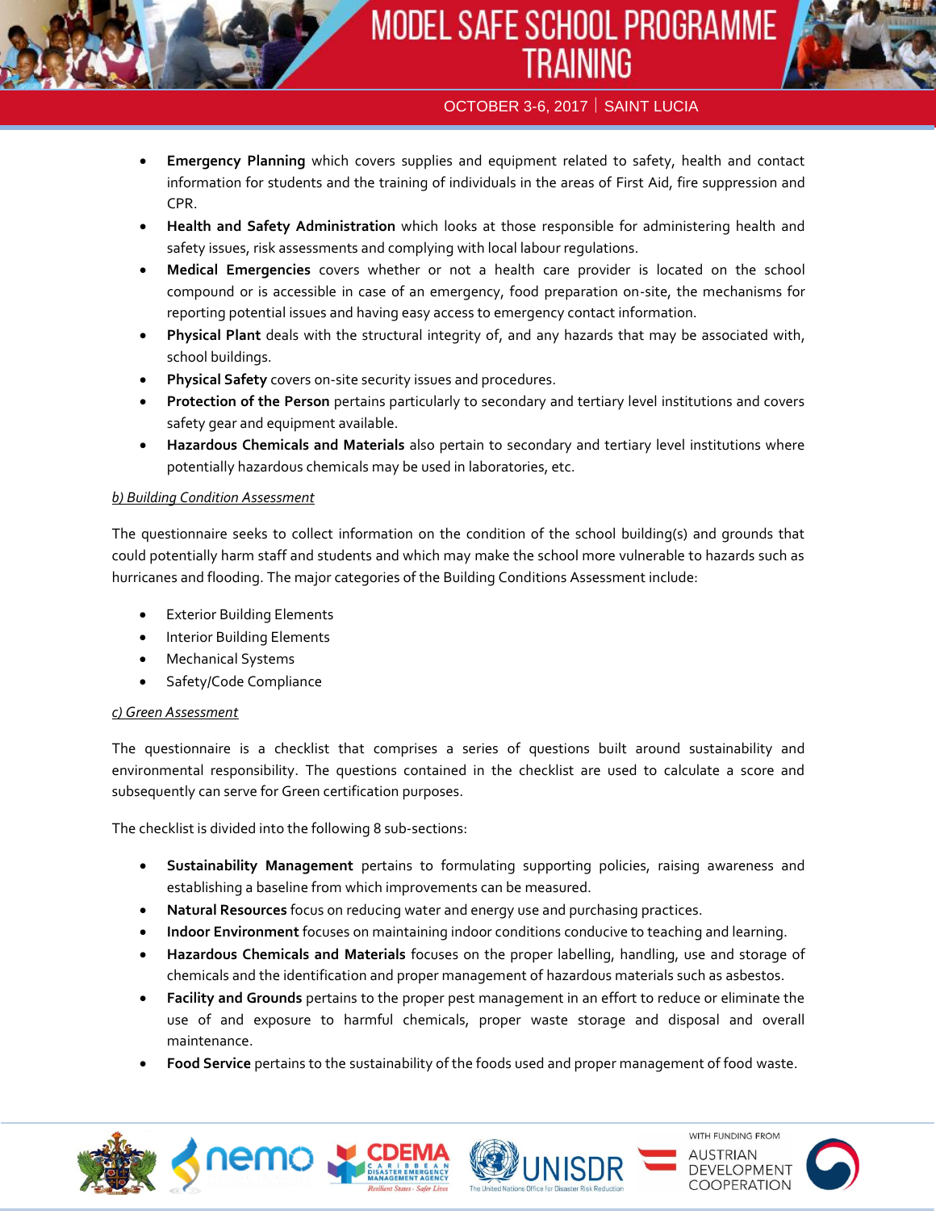- **Emergency Planning** which covers supplies and equipment related to safety, health and contact information for students and the training of individuals in the areas of First Aid, fire suppression and CPR.
- **Health and Safety Administration** which looks at those responsible for administering health and safety issues, risk assessments and complying with local labour regulations.
- **Medical Emergencies** covers whether or not a health care provider is located on the school compound or is accessible in case of an emergency, food preparation on-site, the mechanisms for reporting potential issues and having easy access to emergency contact information.
- **Physical Plant** deals with the structural integrity of, and any hazards that may be associated with, school buildings.
- **Physical Safety** covers on-site security issues and procedures.
- **Protection of the Person** pertains particularly to secondary and tertiary level institutions and covers safety gear and equipment available.
- **Hazardous Chemicals and Materials** also pertain to secondary and tertiary level institutions where potentially hazardous chemicals may be used in laboratories, etc.

*b) Building Condition Assessment*

The questionnaire seeks to collect information on the condition of the school building(s) and grounds that could potentially harm staff and students and which may make the school more vulnerable to hazards such as hurricanes and flooding. The major categories of the Building Conditions Assessment include:

- Exterior Building Elements
- Interior Building Elements
- Mechanical Systems
- Safety/Code Compliance

*c) Green Assessment*

The questionnaire is a checklist that comprises a series of questions built around sustainability and environmental responsibility. The questions contained in the checklist are used to calculate a score and subsequently can serve for Green certification purposes.

The checklist is divided into the following 8 sub-sections:

- **Sustainability Management** pertains to formulating supporting policies, raising awareness and establishing a baseline from which improvements can be measured.
- **Natural Resources** focus on reducing water and energy use and purchasing practices.
- **Indoor Environment** focuses on maintaining indoor conditions conducive to teaching and learning.
- **Hazardous Chemicals and Materials** focuses on the proper labelling, handling, use and storage of chemicals and the identification and proper management of hazardous materials such as asbestos.
- **Facility and Grounds** pertains to the proper pest management in an effort to reduce or eliminate the use of and exposure to harmful chemicals, proper waste storage and disposal and overall maintenance.
- **Food Service** pertains to the sustainability of the foods used and proper management of food waste.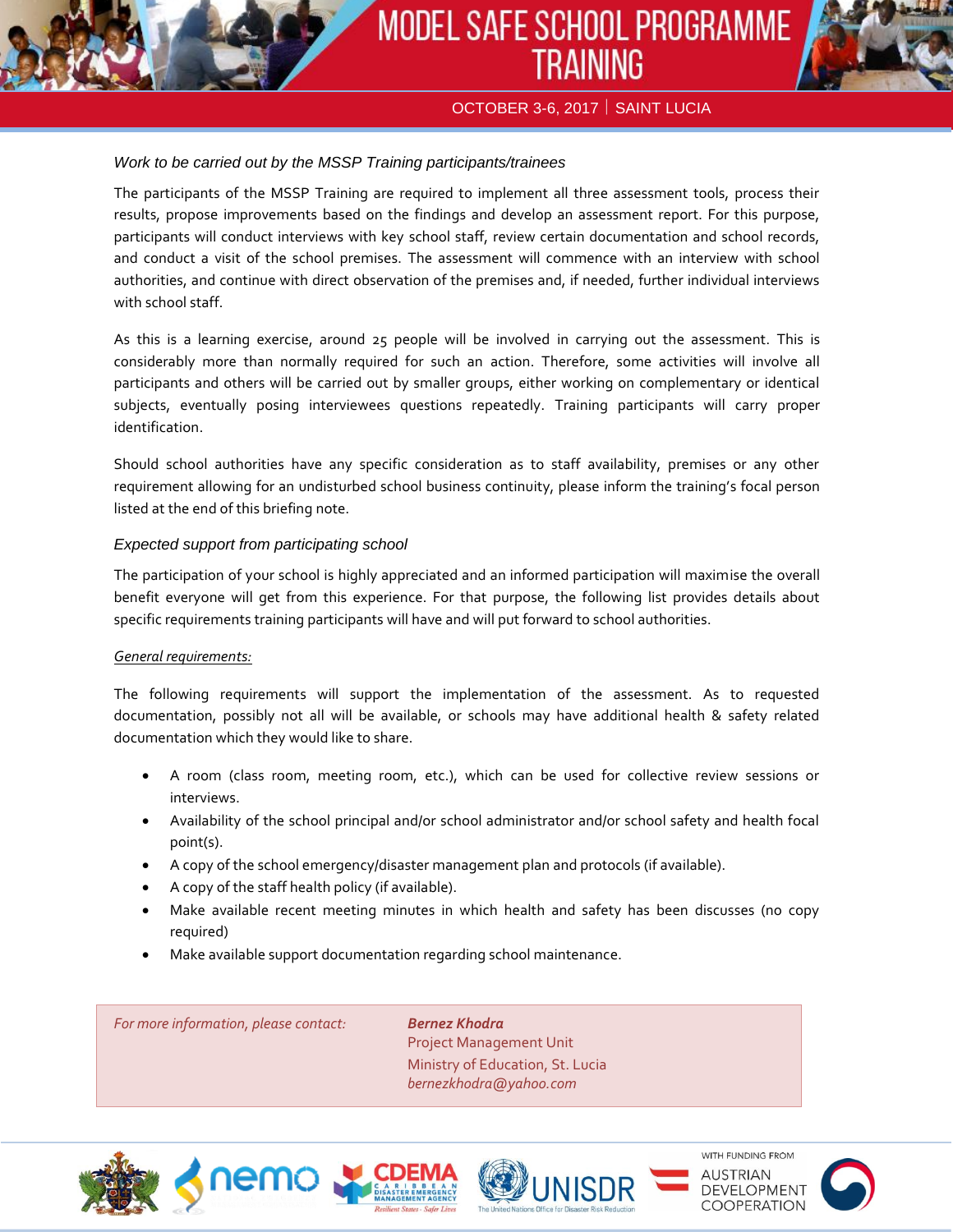*Work to be carried out by the MSSP Training participants/trainees*

The participants of the MSSP Training are required to implement all three assessment tools, process their results, propose improvements based on the findings and develop an assessment report. For this purpose, participants will conduct interviews with key school staff, review certain documentation and school records, and conduct a visit of the school premises. The assessment will commence with an interview with school authorities, and continue with direct observation of the premises and, if needed, further individual interviews with school staff.

As this is a learning exercise, around 25 people will be involved in carrying out the assessment. This is considerably more than normally required for such an action. Therefore, some activities will involve all participants and others will be carried out by smaller groups, either working on complementary or identical subjects, eventually posing interviewees questions repeatedly. Training participants will carry proper identification.

Should school authorities have any specific consideration as to staff availability, premises or any other requirement allowing for an undisturbed school business continuity, please inform the training's focal person listed at the end of this briefing note.

*Expected support from participating school*

The participation of your school is highly appreciated and an informed participation will maximise the overall benefit everyone will get from this experience. For that purpose, the following list provides details about specific requirements training participants will have and will put forward to school authorities.

<u>*General requirements:*</u>

The following requirements will support the implementation of the assessment. As to requested documentation, possibly not all will be available, or schools may have additional health & safety related documentation which they would like to share.

- A room (class room, meeting room, etc.), which can be used for collective review sessions or interviews.
- Availability of the school principal and/or school administrator and/or school safety and health focal point(s).
- A copy of the school emergency/disaster management plan and protocols (if available).
- A copy of the staff health policy (if available).
- Make available recent meeting minutes in which health and safety has been discusses (no copy required)
- Make available support documentation regarding school maintenance.

*For more information, please contact:*

***Bernez Khodra***
Project Management Unit
Ministry of Education, St. Lucia
*bernezkhodra@yahoo.com*

WITH FUNDING FROM AUSTRIAN DEVELOPMENT COOPERATION